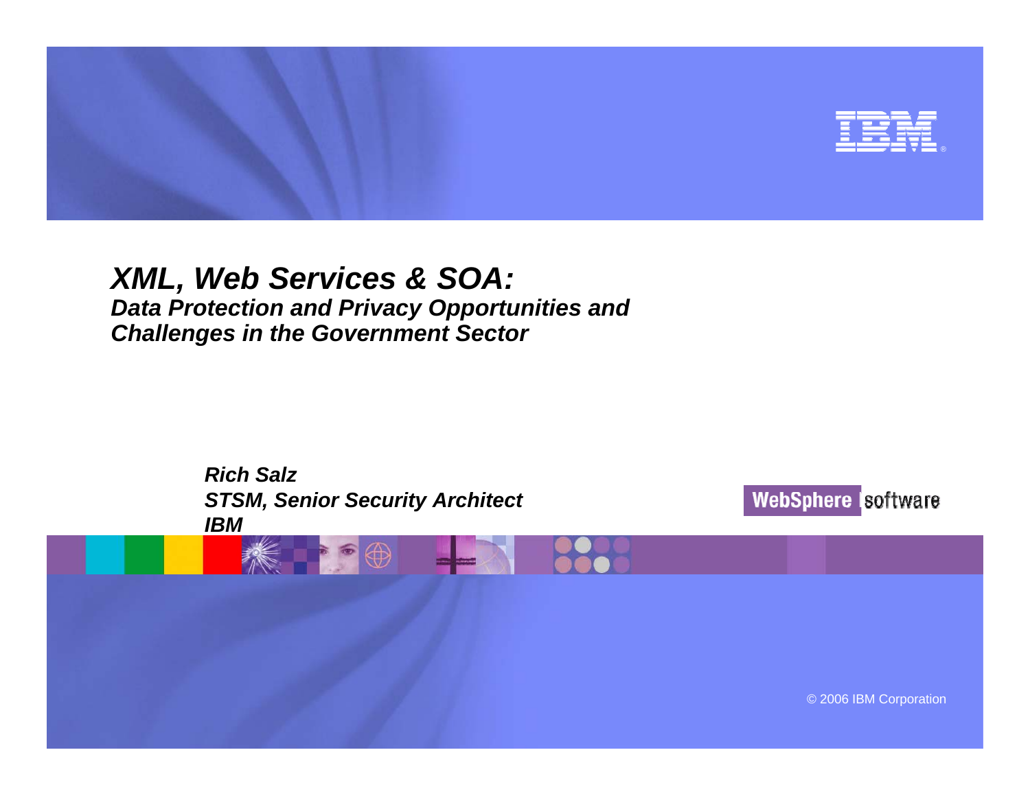# *XML, Web Services & SOA:*

## *Data Protection and Privacy Opportunities and Challenges in the Government Sector*

***Rich Salz***
***STSM, Senior Security Architect***
***IBM***

WebSphere software

© 2006 IBM Corporation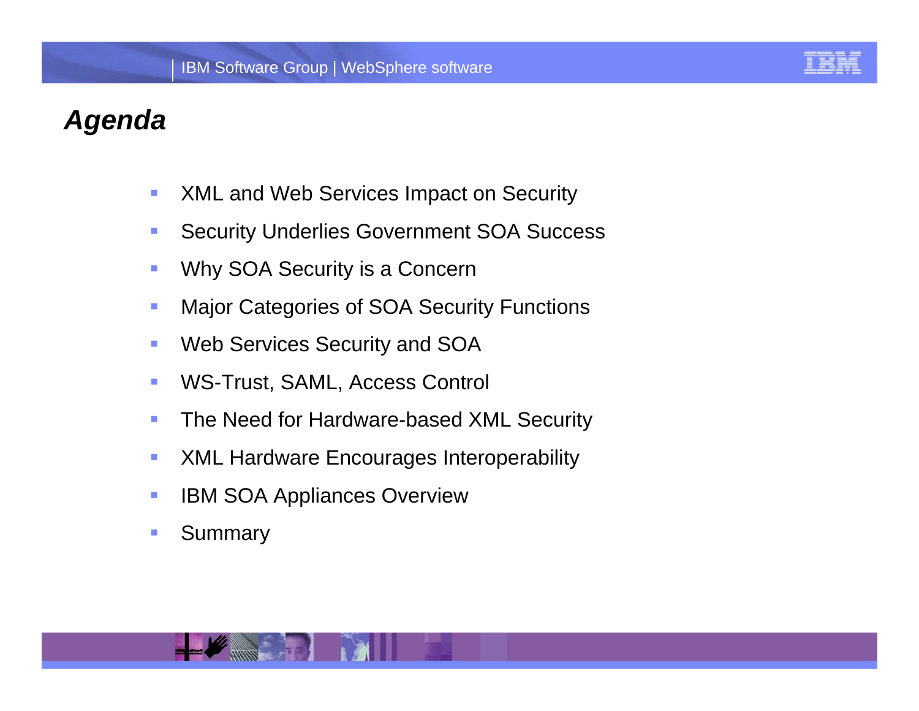# *Agenda*

- XML and Web Services Impact on Security
- Security Underlies Government SOA Success
- Why SOA Security is a Concern
- Major Categories of SOA Security Functions
- Web Services Security and SOA
- WS-Trust, SAML, Access Control
- The Need for Hardware-based XML Security
- XML Hardware Encourages Interoperability
- IBM SOA Appliances Overview
- Summary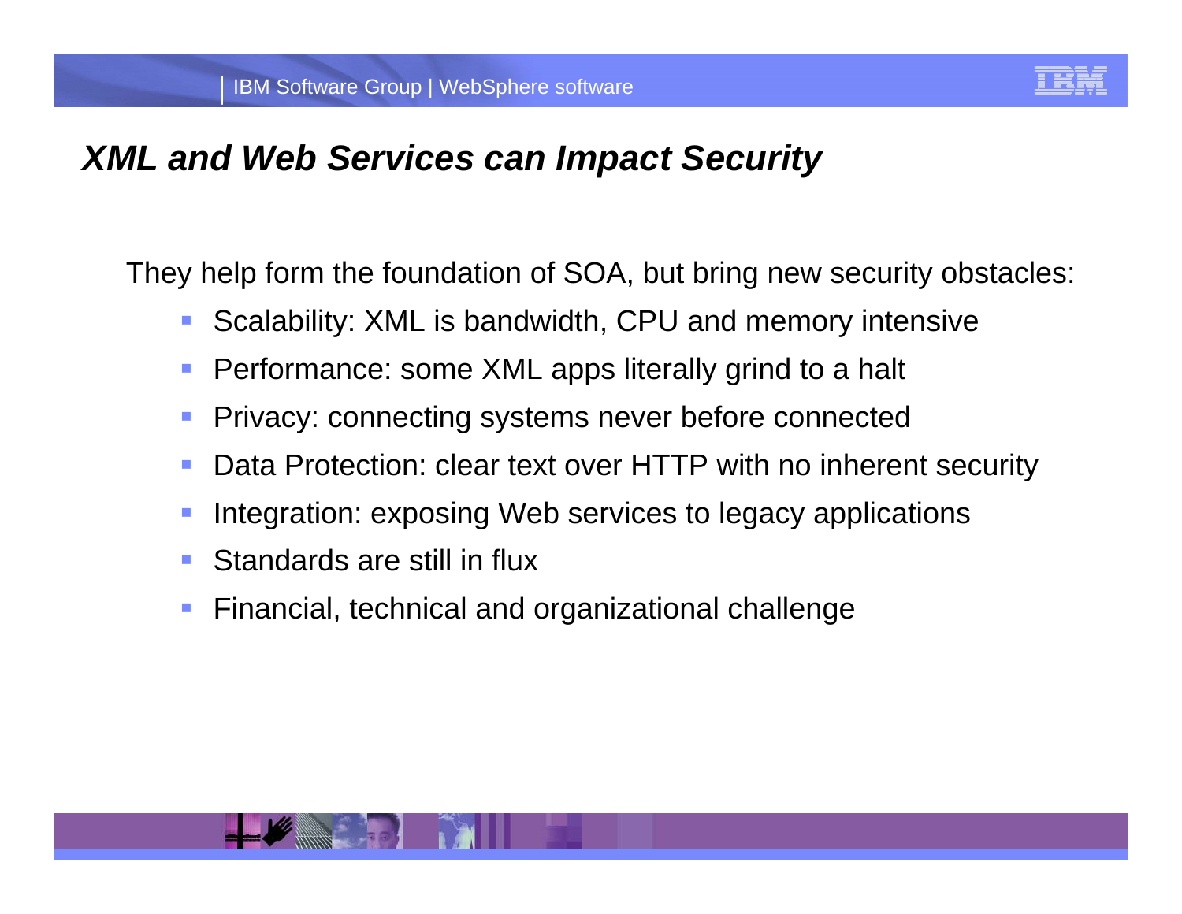# *XML and Web Services can Impact Security*

They help form the foundation of SOA, but bring new security obstacles:

- Scalability: XML is bandwidth, CPU and memory intensive
- Performance: some XML apps literally grind to a halt
- Privacy: connecting systems never before connected
- Data Protection: clear text over HTTP with no inherent security
- Integration: exposing Web services to legacy applications
- Standards are still in flux
- Financial, technical and organizational challenge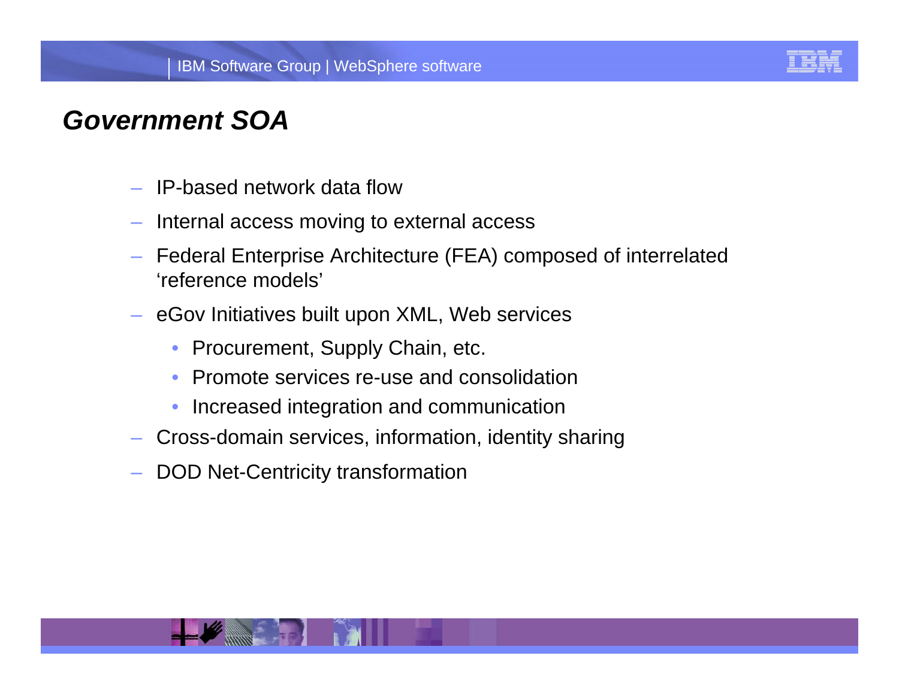# *Government SOA*

- IP-based network data flow
- Internal access moving to external access
- Federal Enterprise Architecture (FEA) composed of interrelated 'reference models'
- eGov Initiatives built upon XML, Web services
  - Procurement, Supply Chain, etc.
  - Promote services re-use and consolidation
  - Increased integration and communication
- Cross-domain services, information, identity sharing
- DOD Net-Centricity transformation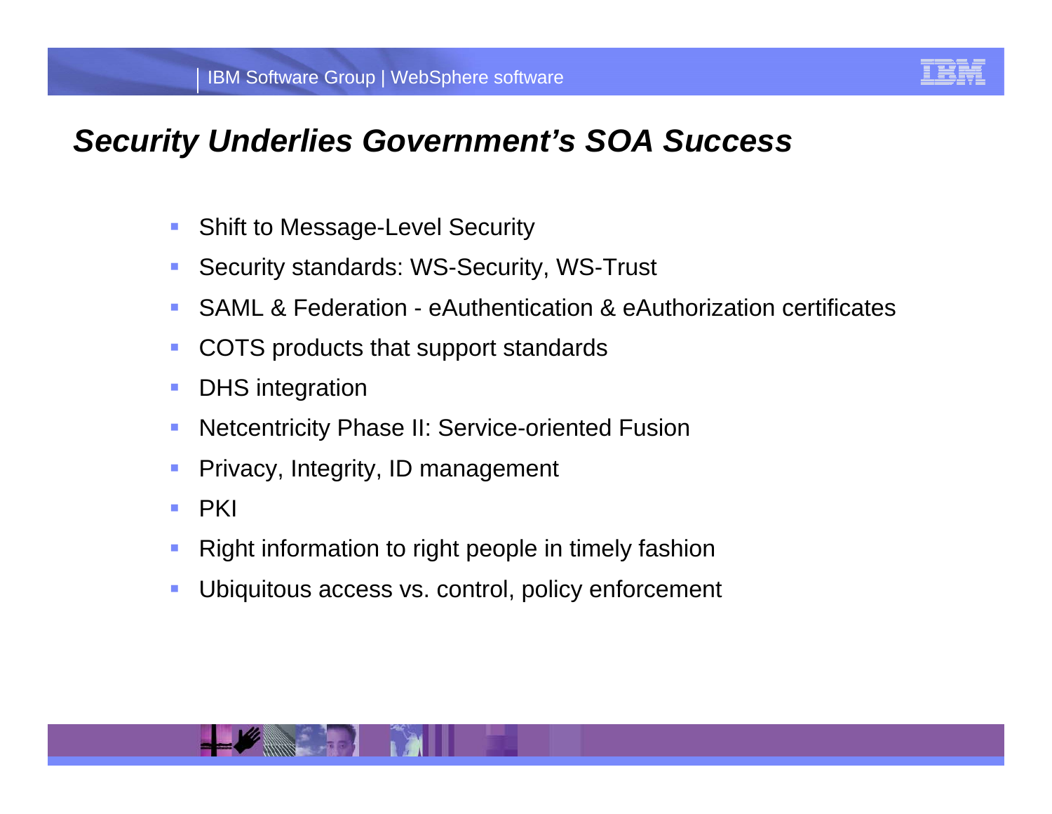## *Security Underlies Government's SOA Success*

- Shift to Message-Level Security
- Security standards: WS-Security, WS-Trust
- SAML & Federation - eAuthentication & eAuthorization certificates
- COTS products that support standards
- DHS integration
- Netcentricity Phase II: Service-oriented Fusion
- Privacy, Integrity, ID management
- PKI
- Right information to right people in timely fashion
- Ubiquitous access vs. control, policy enforcement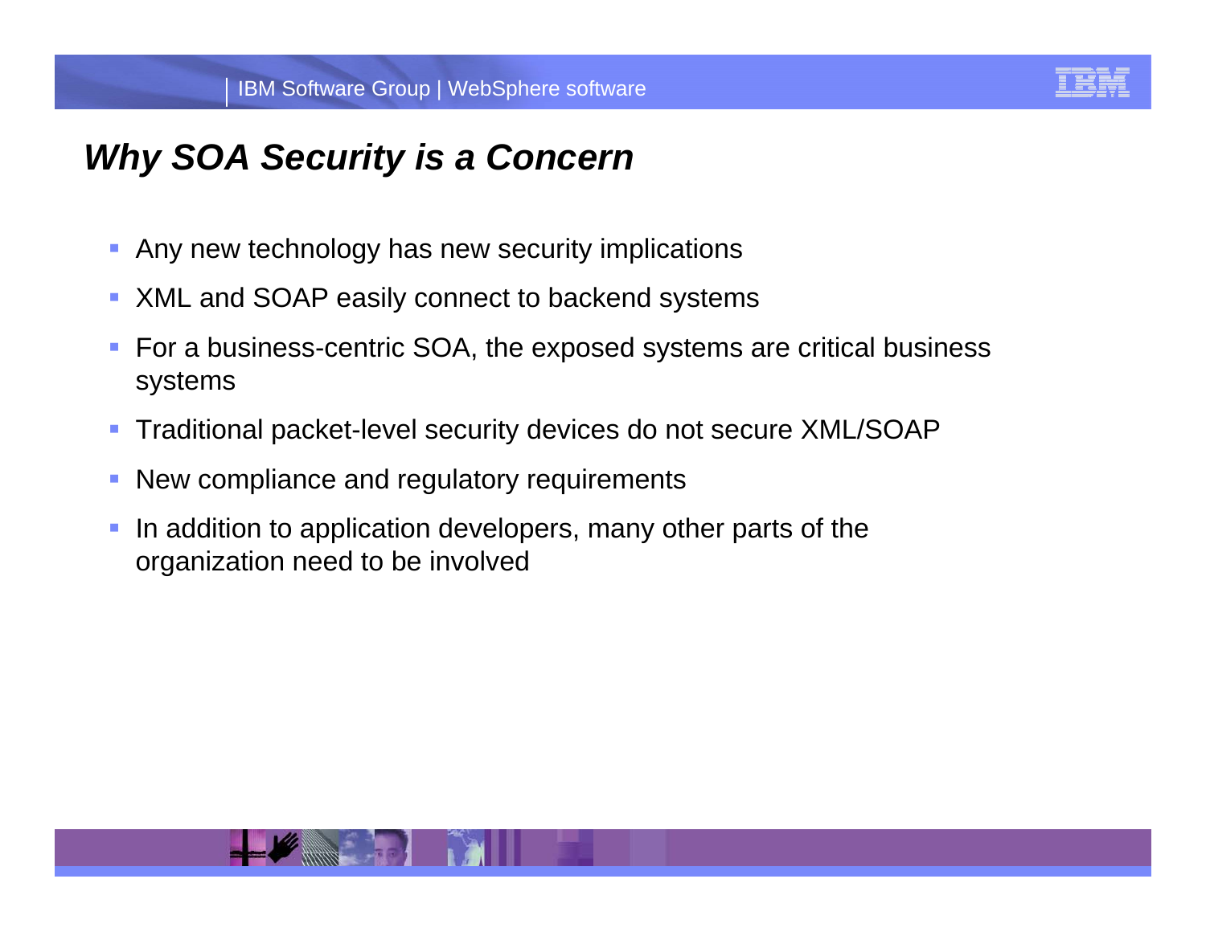# *Why SOA Security is a Concern*

- Any new technology has new security implications
- XML and SOAP easily connect to backend systems
- For a business-centric SOA, the exposed systems are critical business systems
- Traditional packet-level security devices do not secure XML/SOAP
- New compliance and regulatory requirements
- In addition to application developers, many other parts of the organization need to be involved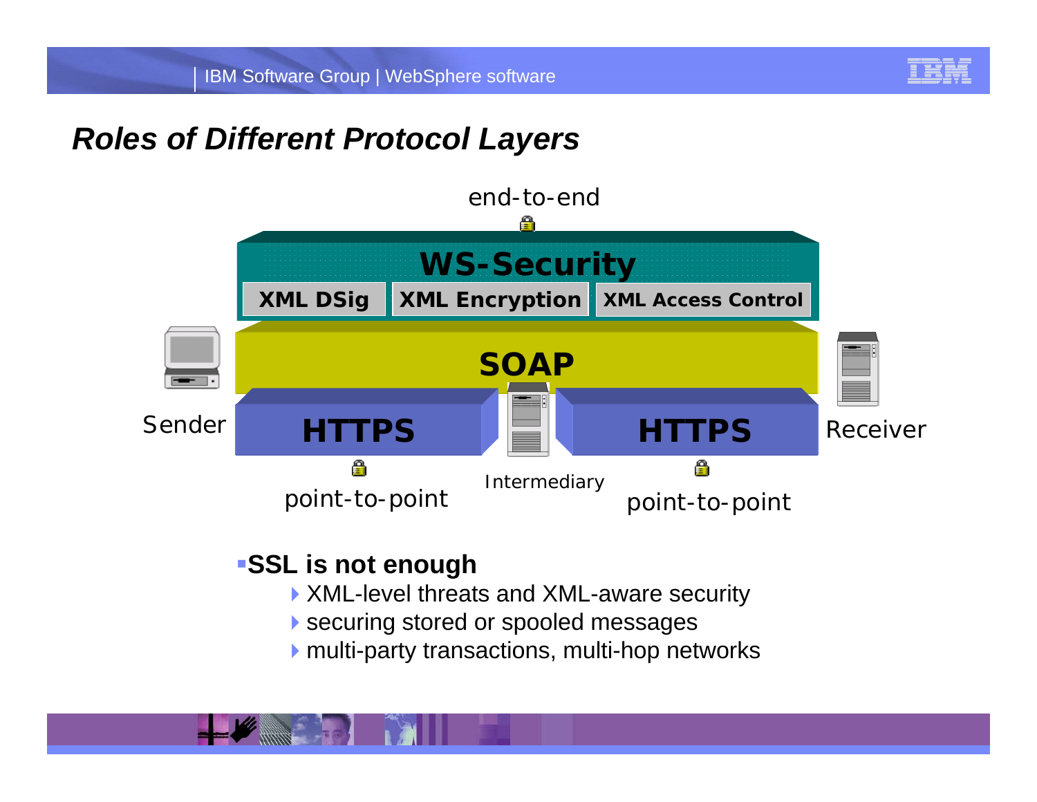# Roles of Different Protocol Layers

end-to-end

WS-Security

XML DSig | XML Encryption | XML Access Control

SOAP

Sender

HTTPS

Intermediary

HTTPS

Receiver

point-to-point

point-to-point

- **SSL is not enough**
  - XML-level threats and XML-aware security
  - securing stored or spooled messages
  - multi-party transactions, multi-hop networks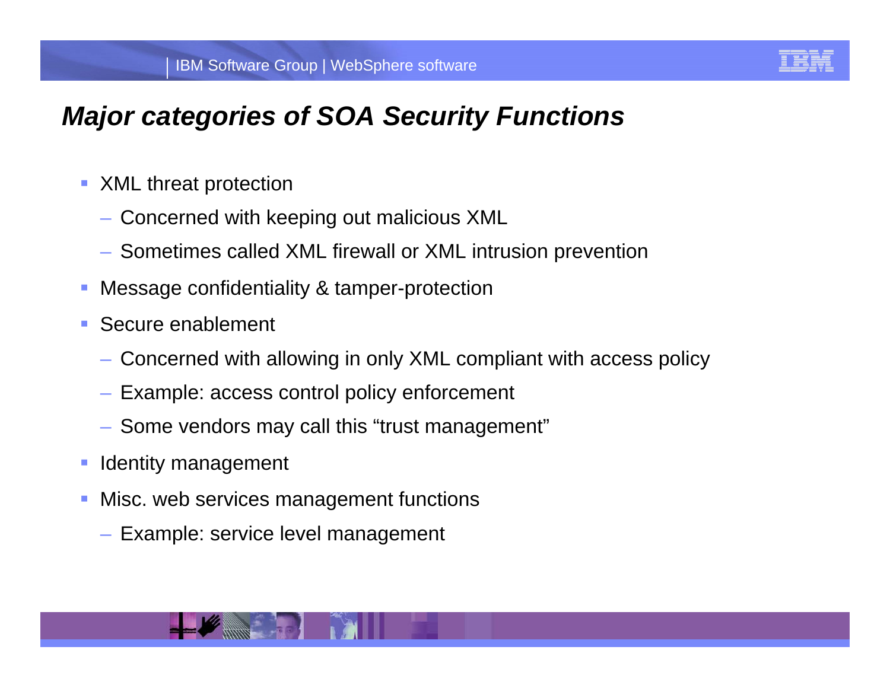# *Major categories of SOA Security Functions*

- XML threat protection
  - Concerned with keeping out malicious XML
  - Sometimes called XML firewall or XML intrusion prevention
- Message confidentiality & tamper-protection
- Secure enablement
  - Concerned with allowing in only XML compliant with access policy
  - Example: access control policy enforcement
  - Some vendors may call this “trust management”
- Identity management
- Misc. web services management functions
  - Example: service level management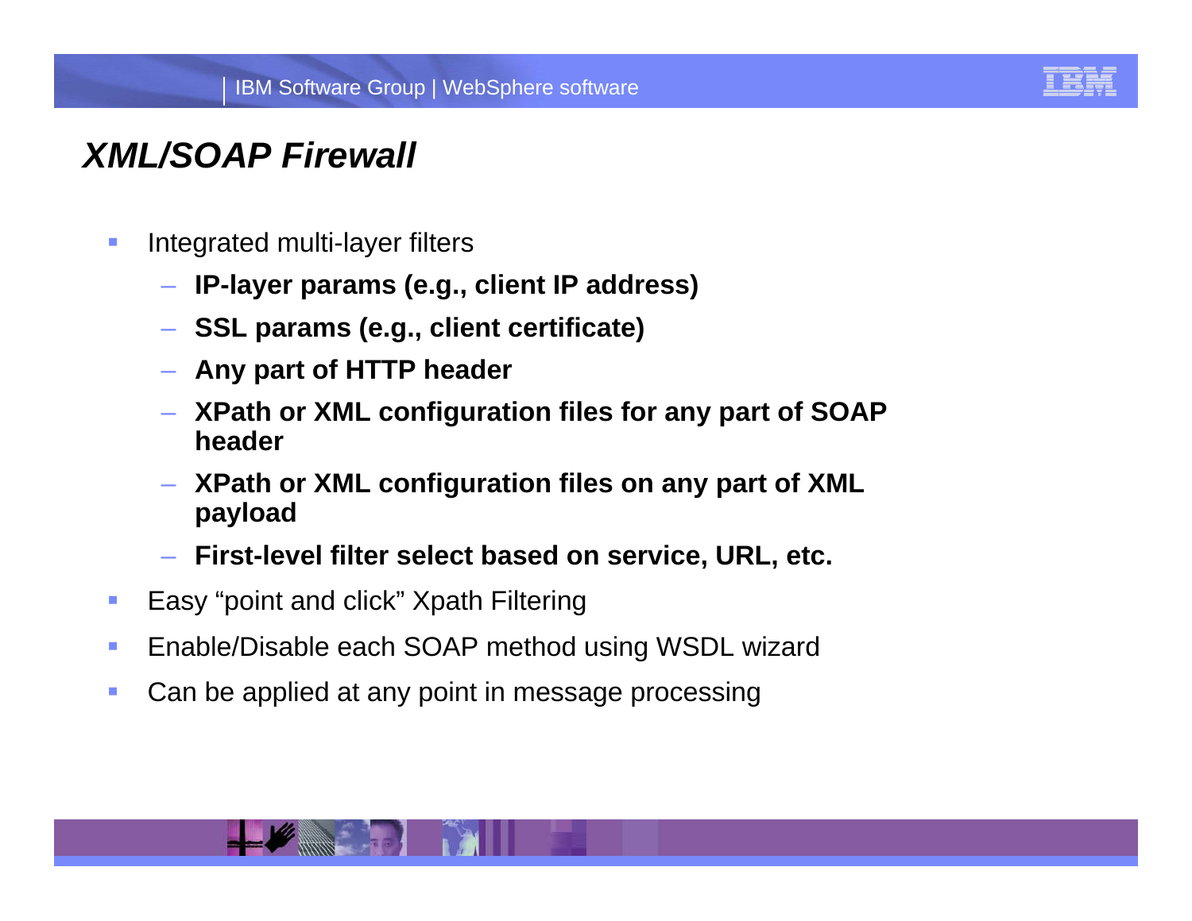# *XML/SOAP Firewall*

- Integrated multi-layer filters
  - **IP-layer params (e.g., client IP address)**
  - **SSL params (e.g., client certificate)**
  - **Any part of HTTP header**
  - **XPath or XML configuration files for any part of SOAP header**
  - **XPath or XML configuration files on any part of XML payload**
  - **First-level filter select based on service, URL, etc.**
- Easy “point and click” Xpath Filtering
- Enable/Disable each SOAP method using WSDL wizard
- Can be applied at any point in message processing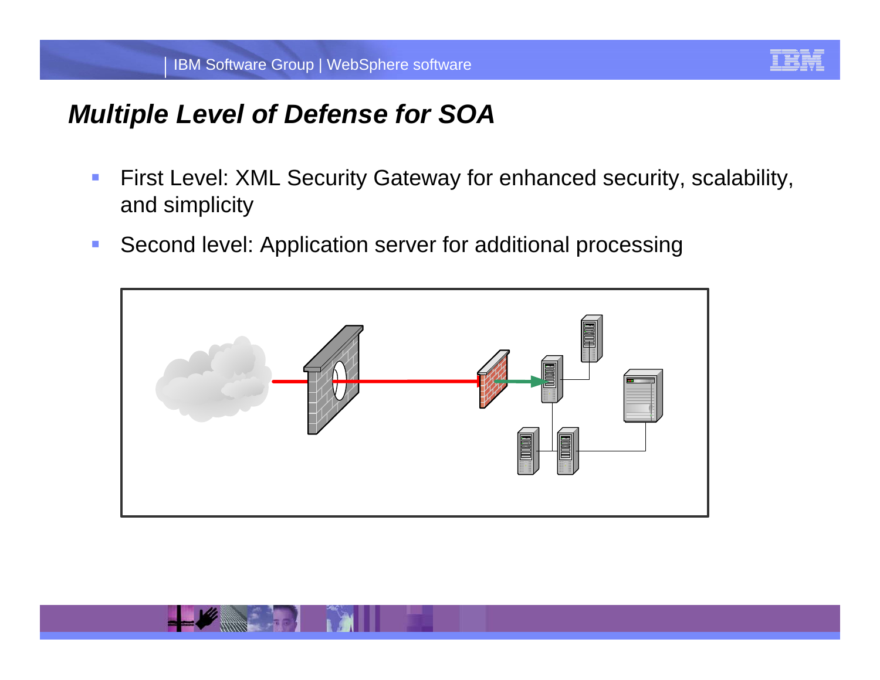# Multiple Level of Defense for SOA

- First Level: XML Security Gateway for enhanced security, scalability, and simplicity
- Second level: Application server for additional processing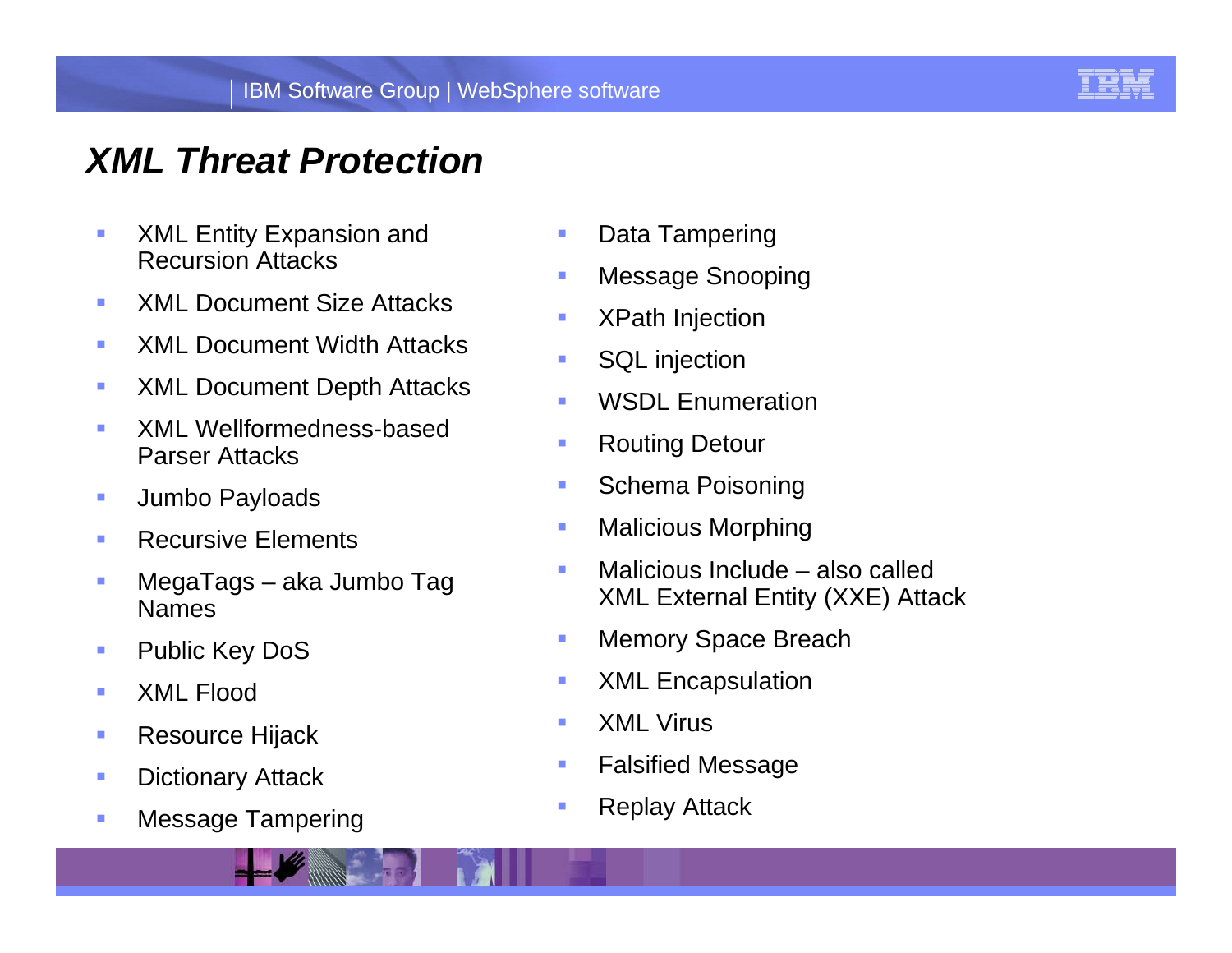# XML Threat Protection

- XML Entity Expansion and Recursion Attacks
- XML Document Size Attacks
- XML Document Width Attacks
- XML Document Depth Attacks
- XML Wellformedness-based Parser Attacks
- Jumbo Payloads
- Recursive Elements
- MegaTags – aka Jumbo Tag Names
- Public Key DoS
- XML Flood
- Resource Hijack
- Dictionary Attack
- Message Tampering
- Data Tampering
- Message Snooping
- XPath Injection
- SQL injection
- WSDL Enumeration
- Routing Detour
- Schema Poisoning
- Malicious Morphing
- Malicious Include – also called XML External Entity (XXE) Attack
- Memory Space Breach
- XML Encapsulation
- XML Virus
- Falsified Message
- Replay Attack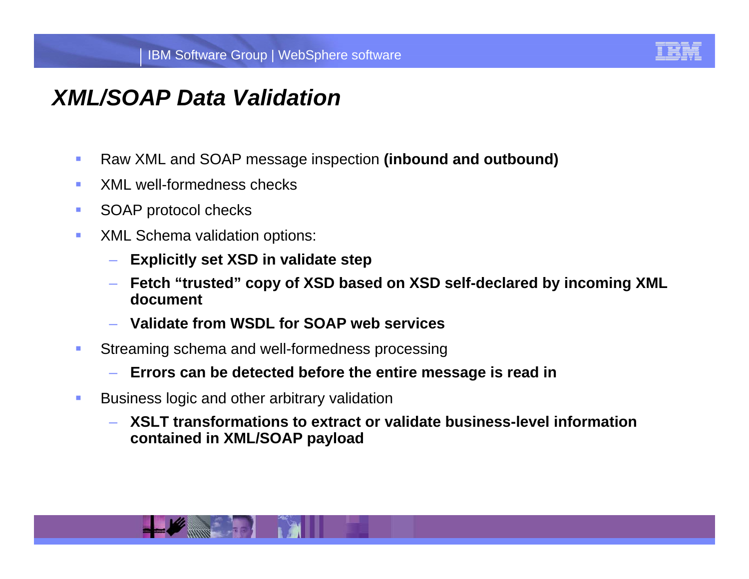# *XML/SOAP Data Validation*

- Raw XML and SOAP message inspection **(inbound and outbound)**
- XML well-formedness checks
- SOAP protocol checks
- XML Schema validation options:
  - **Explicitly set XSD in validate step**
  - **Fetch "trusted" copy of XSD based on XSD self-declared by incoming XML document**
  - **Validate from WSDL for SOAP web services**
- Streaming schema and well-formedness processing
  - **Errors can be detected before the entire message is read in**
- Business logic and other arbitrary validation
  - **XSLT transformations to extract or validate business-level information contained in XML/SOAP payload**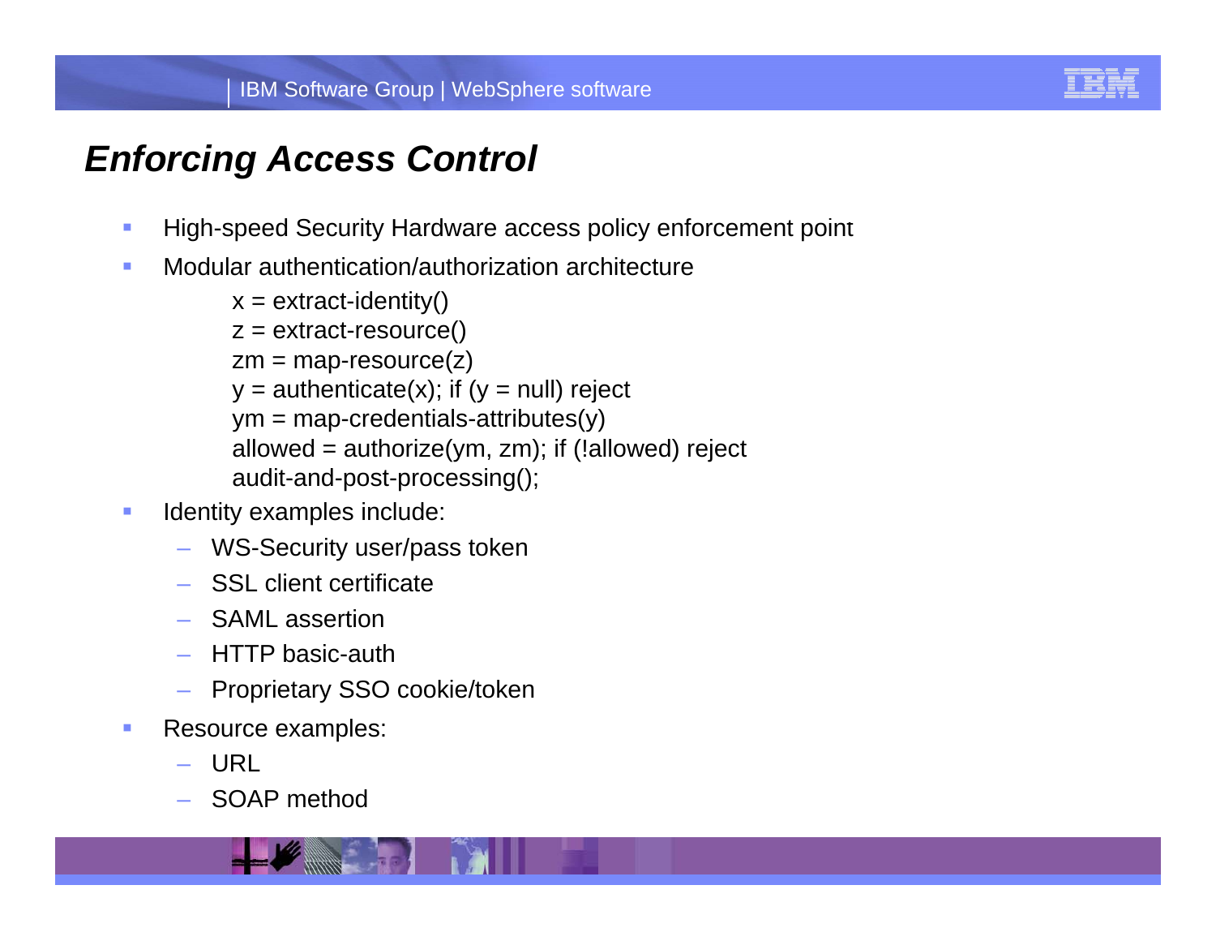# Enforcing Access Control

- High-speed Security Hardware access policy enforcement point
- Modular authentication/authorization architecture

```
x = extract-identity()
z = extract-resource()
zm = map-resource(z)
y = authenticate(x); if (y = null) reject
ym = map-credentials-attributes(y)
allowed = authorize(ym, zm); if (!allowed) reject
audit-and-post-processing();
```

- Identity examples include:
  - WS-Security user/pass token
  - SSL client certificate
  - SAML assertion
  - HTTP basic-auth
  - Proprietary SSO cookie/token
- Resource examples:
  - URL
  - SOAP method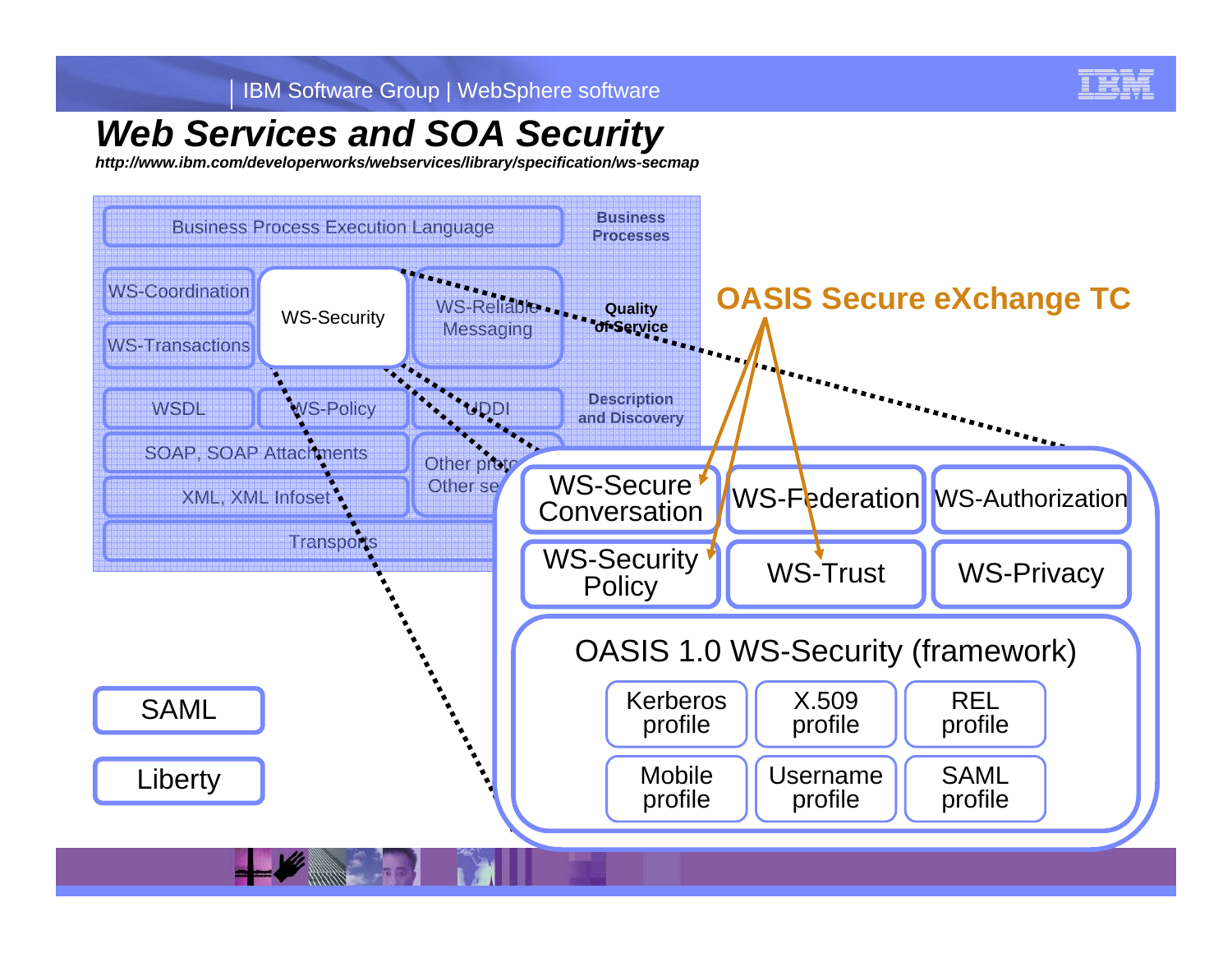# Web Services and SOA Security

*http://www.ibm.com/developerworks/webservices/library/specification/ws-secmap*

Business Process Execution Language | Business Processes

WS-Coordination, WS-Transactions, WS-Security, WS-Reliable Messaging | Quality of Service

WSDL, WS-Policy, UDDI | Description and Discovery

SOAP, SOAP Attachments

XML, XML Infoset

Other protocols, Other services

Transports

SAML

Liberty

**OASIS Secure eXchange TC**

- WS-Secure Conversation
- WS-Federation
- WS-Authorization
- WS-Security Policy
- WS-Trust
- WS-Privacy

OASIS 1.0 WS-Security (framework)

- Kerberos profile
- X.509 profile
- REL profile
- Mobile profile
- Username profile
- SAML profile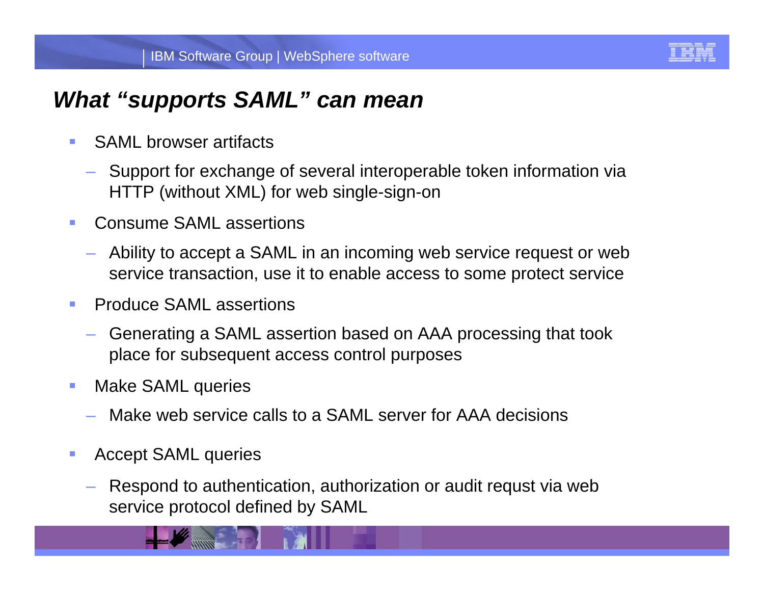# *What "supports SAML" can mean*

- SAML browser artifacts
  - Support for exchange of several interoperable token information via HTTP (without XML) for web single-sign-on
- Consume SAML assertions
  - Ability to accept a SAML in an incoming web service request or web service transaction, use it to enable access to some protect service
- Produce SAML assertions
  - Generating a SAML assertion based on AAA processing that took place for subsequent access control purposes
- Make SAML queries
  - Make web service calls to a SAML server for AAA decisions
- Accept SAML queries
  - Respond to authentication, authorization or audit requst via web service protocol defined by SAML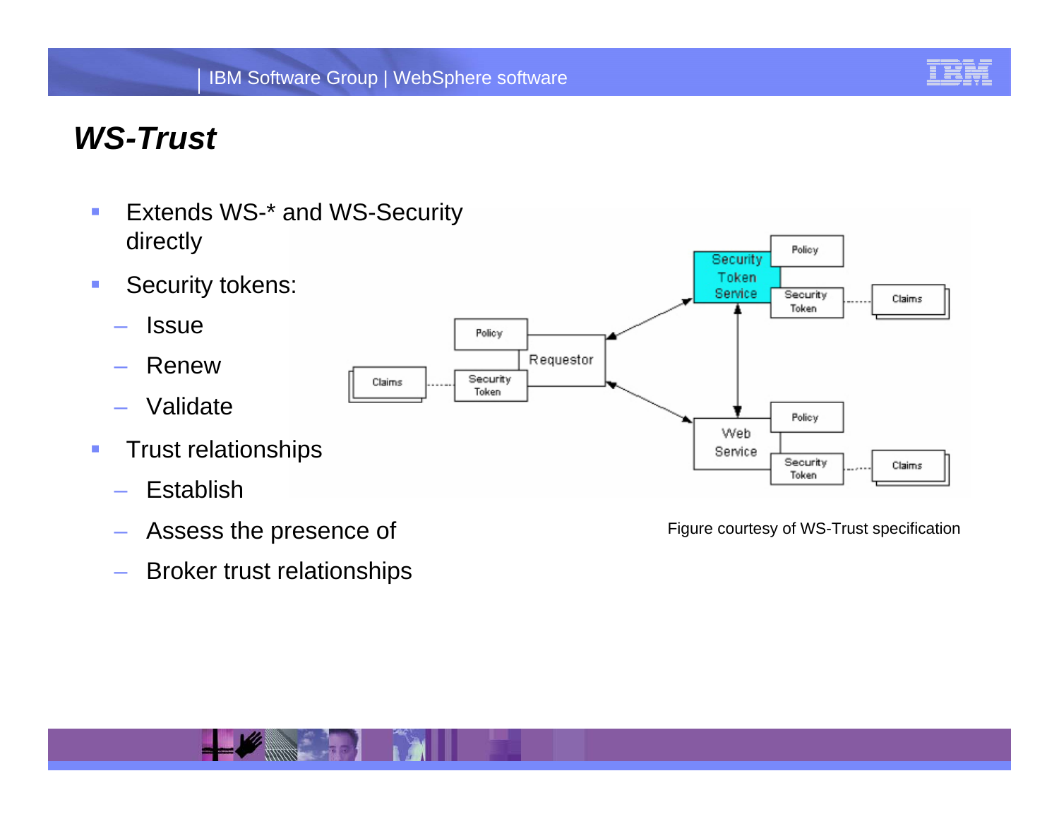# WS-Trust

- Extends WS-* and WS-Security directly
- Security tokens:
  - Issue
  - Renew
  - Validate
- Trust relationships
  - Establish
  - Assess the presence of
  - Broker trust relationships

Figure courtesy of WS-Trust specification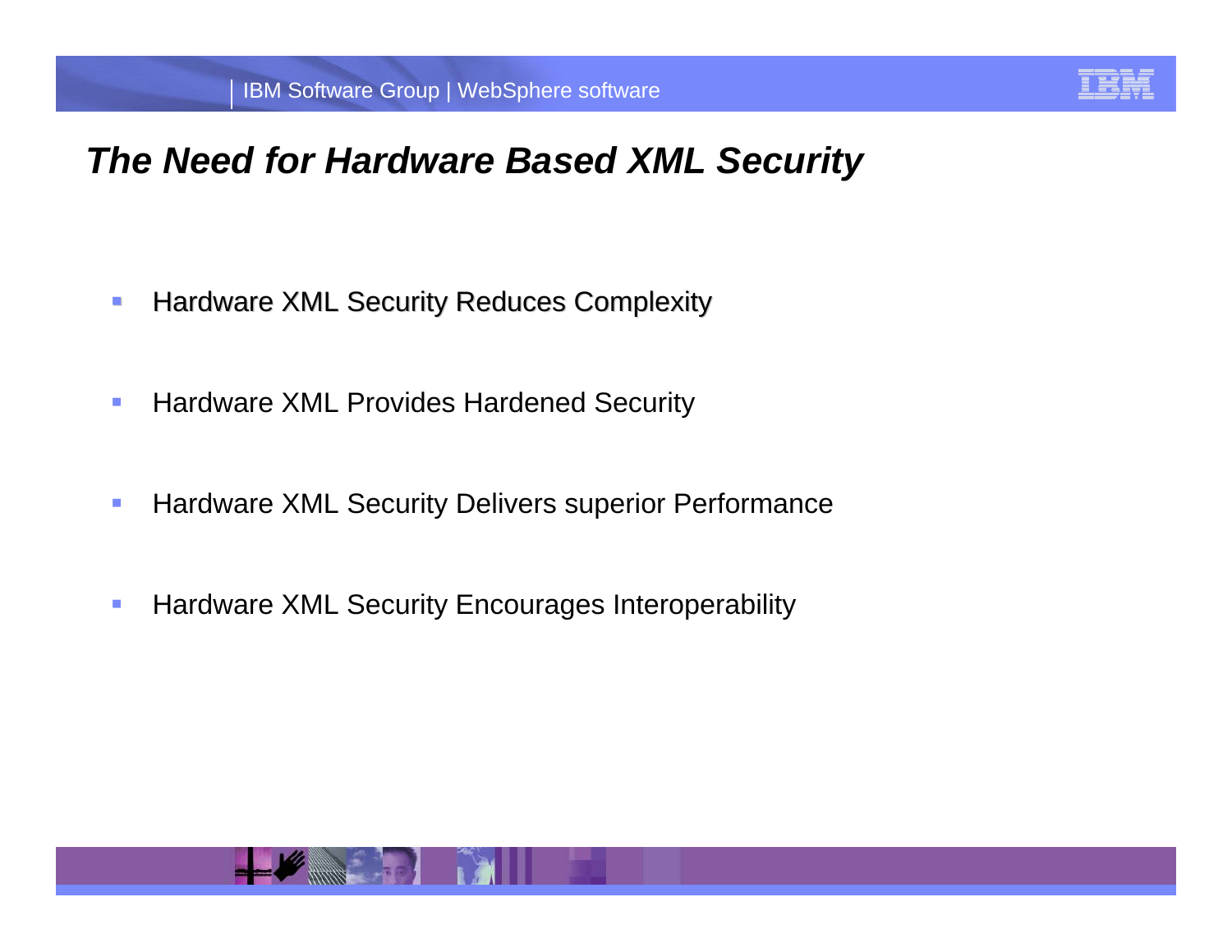# *The Need for Hardware Based XML Security*

- Hardware XML Security Reduces Complexity
- Hardware XML Provides Hardened Security
- Hardware XML Security Delivers superior Performance
- Hardware XML Security Encourages Interoperability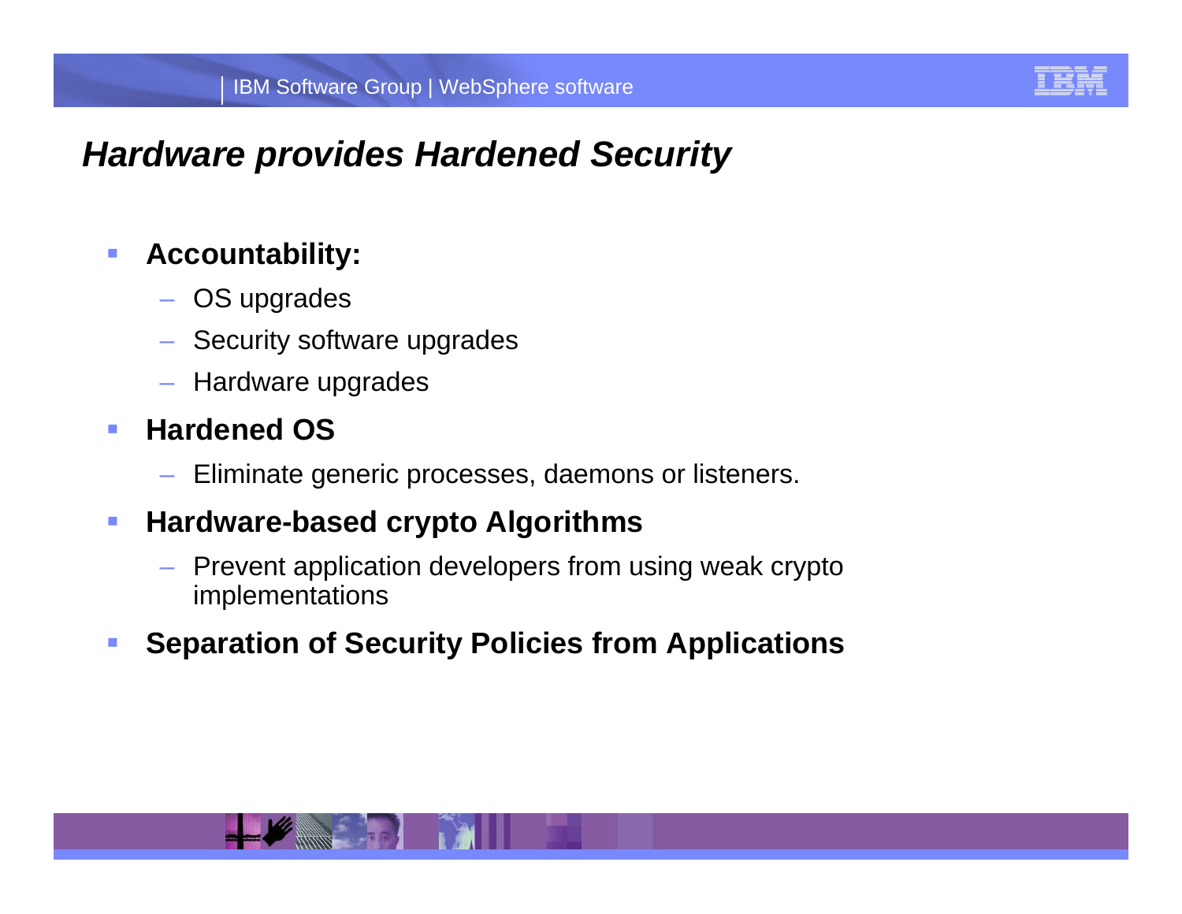# Hardware provides Hardened Security

- **Accountability:**
  - OS upgrades
  - Security software upgrades
  - Hardware upgrades
- **Hardened OS**
  - Eliminate generic processes, daemons or listeners.
- **Hardware-based crypto Algorithms**
  - Prevent application developers from using weak crypto implementations
- **Separation of Security Policies from Applications**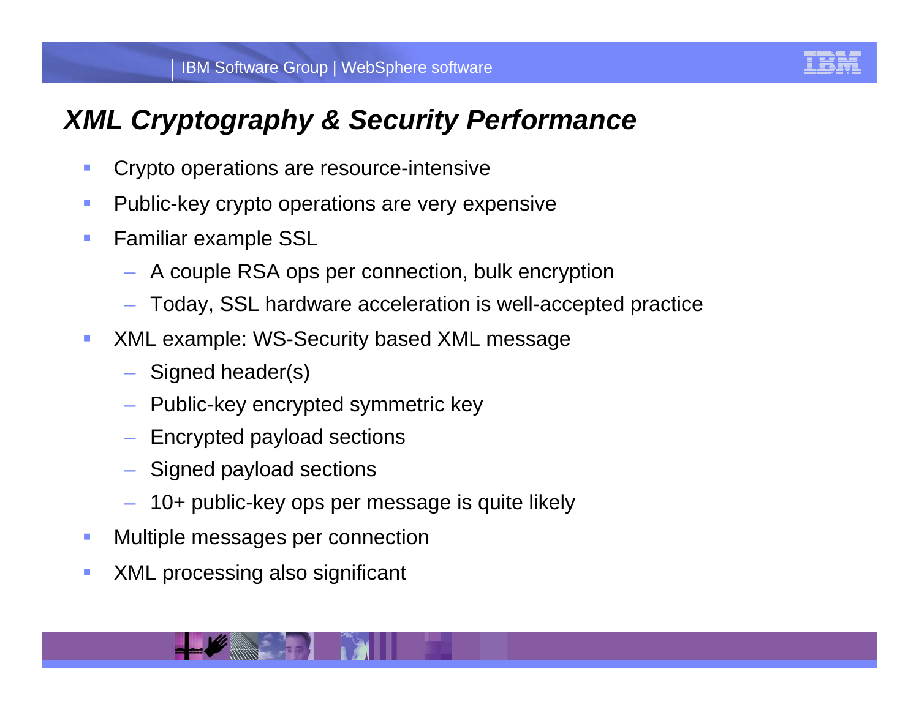# XML Cryptography & Security Performance

- Crypto operations are resource-intensive
- Public-key crypto operations are very expensive
- Familiar example SSL
  - A couple RSA ops per connection, bulk encryption
  - Today, SSL hardware acceleration is well-accepted practice
- XML example: WS-Security based XML message
  - Signed header(s)
  - Public-key encrypted symmetric key
  - Encrypted payload sections
  - Signed payload sections
  - 10+ public-key ops per message is quite likely
- Multiple messages per connection
- XML processing also significant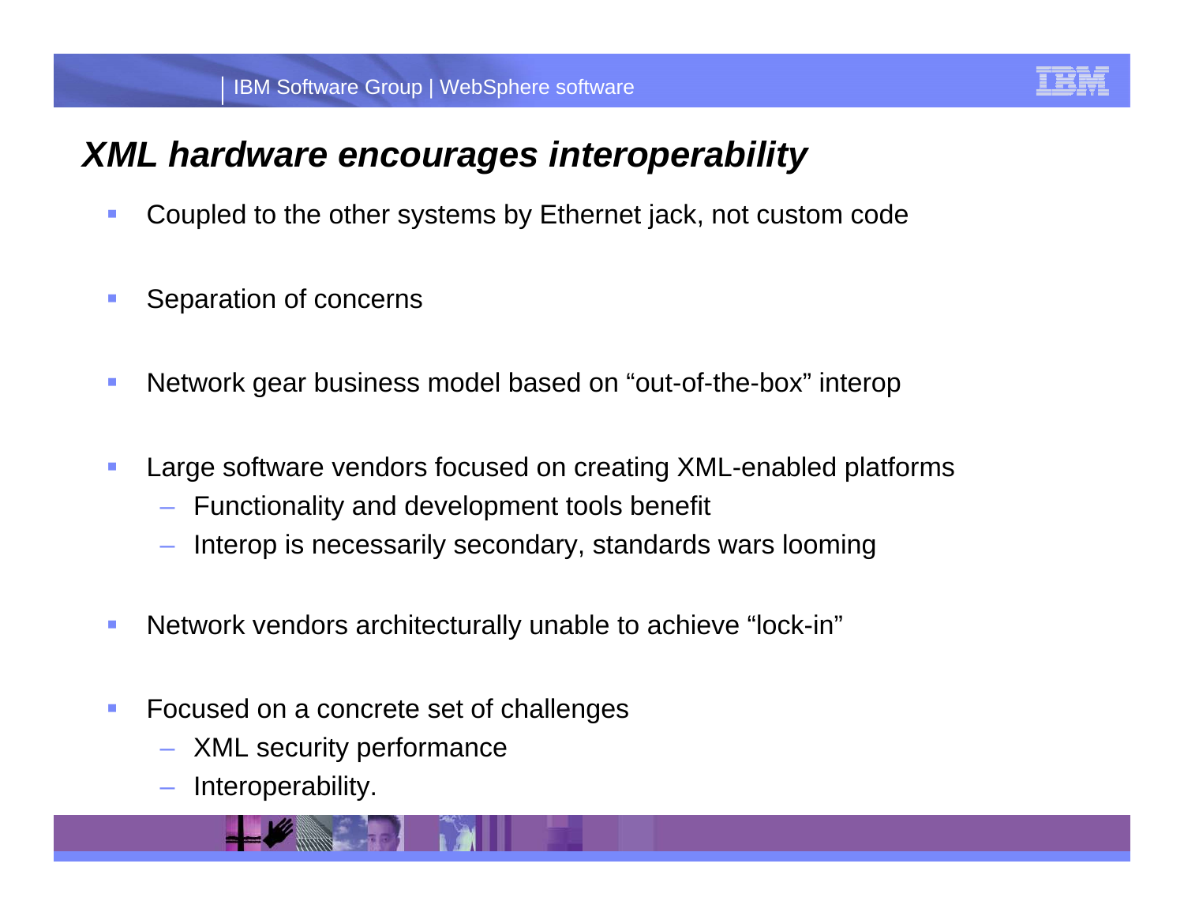# *XML hardware encourages interoperability*

- Coupled to the other systems by Ethernet jack, not custom code
- Separation of concerns
- Network gear business model based on “out-of-the-box” interop
- Large software vendors focused on creating XML-enabled platforms
  - Functionality and development tools benefit
  - Interop is necessarily secondary, standards wars looming
- Network vendors architecturally unable to achieve “lock-in”
- Focused on a concrete set of challenges
  - XML security performance
  - Interoperability.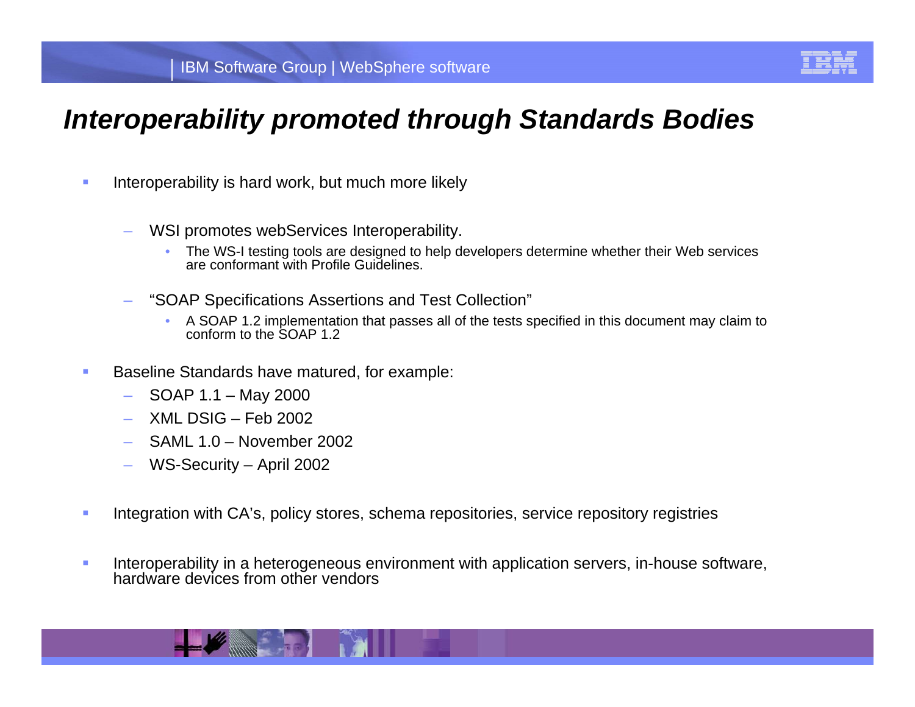# *Interoperability promoted through Standards Bodies*

- Interoperability is hard work, but much more likely
  - WSI promotes webServices Interoperability.
    - The WS-I testing tools are designed to help developers determine whether their Web services are conformant with Profile Guidelines.
  - "SOAP Specifications Assertions and Test Collection"
    - A SOAP 1.2 implementation that passes all of the tests specified in this document may claim to conform to the SOAP 1.2
- Baseline Standards have matured, for example:
  - SOAP 1.1 – May 2000
  - XML DSIG – Feb 2002
  - SAML 1.0 – November 2002
  - WS-Security – April 2002
- Integration with CA's, policy stores, schema repositories, service repository registries
- Interoperability in a heterogeneous environment with application servers, in-house software, hardware devices from other vendors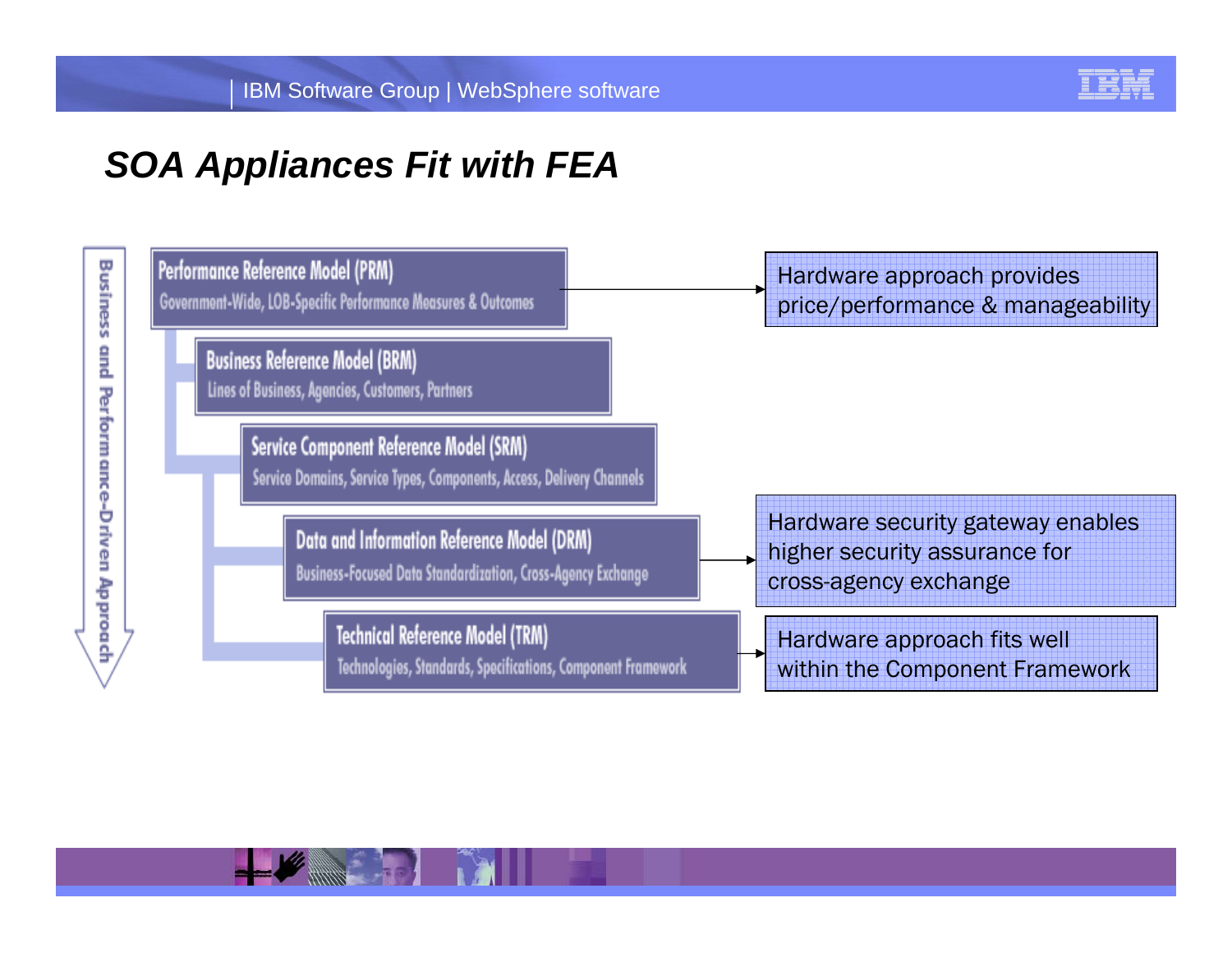# SOA Appliances Fit with FEA

**Business and Performance-Driven Approach**

- **Performance Reference Model (PRM)**
  Government-Wide, LOB-Specific Performance Measures & Outcomes
  → Hardware approach provides price/performance & manageability
- **Business Reference Model (BRM)**
  Lines of Business, Agencies, Customers, Partners
- **Service Component Reference Model (SRM)**
  Service Domains, Service Types, Components, Access, Delivery Channels
- **Data and Information Reference Model (DRM)**
  Business-Focused Data Standardization, Cross-Agency Exchange
  → Hardware security gateway enables higher security assurance for cross-agency exchange
- **Technical Reference Model (TRM)**
  Technologies, Standards, Specifications, Component Framework
  → Hardware approach fits well within the Component Framework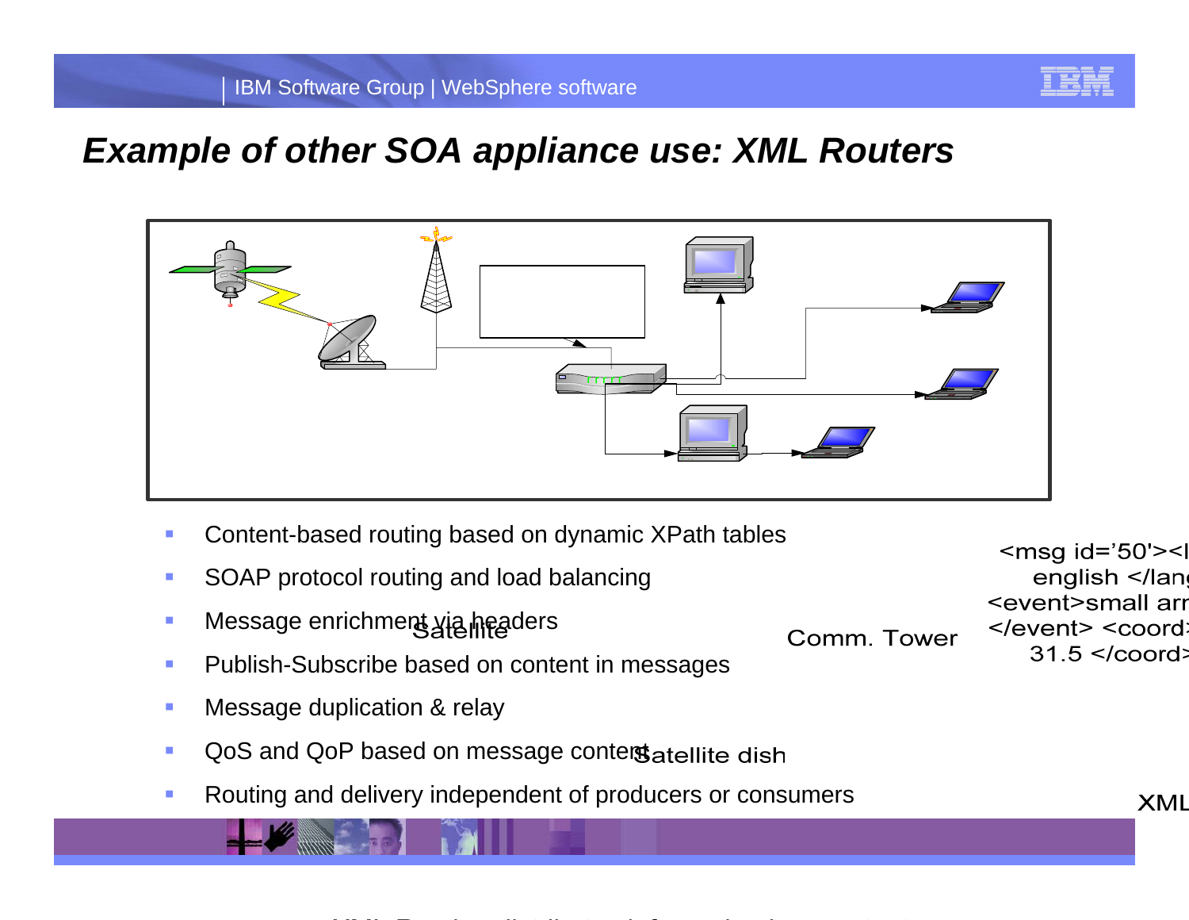# Example of other SOA appliance use: XML Routers

- Content-based routing based on dynamic XPath tables
- SOAP protocol routing and load balancing
- Message enrichment via headers
- Publish-Subscribe based on content in messages
- Message duplication & relay
- QoS and QoP based on message content
- Routing and delivery independent of producers or consumers

Satellite

Comm. Tower

<msg id='50'><l
english </lang
<event>small arr
</event> <coord
31.5 </coord>

Satellite dish

XML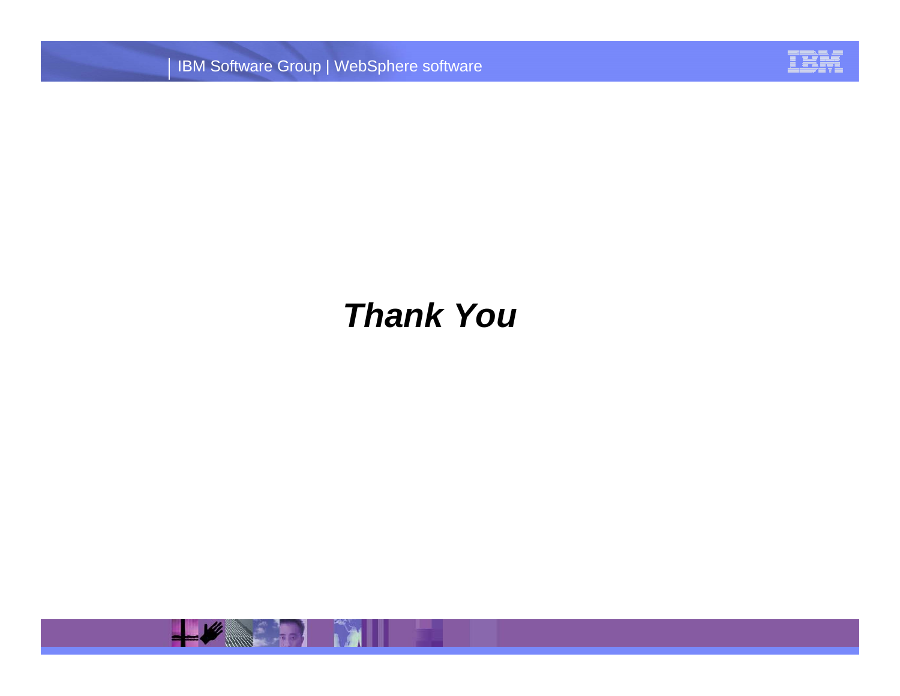***Thank You***